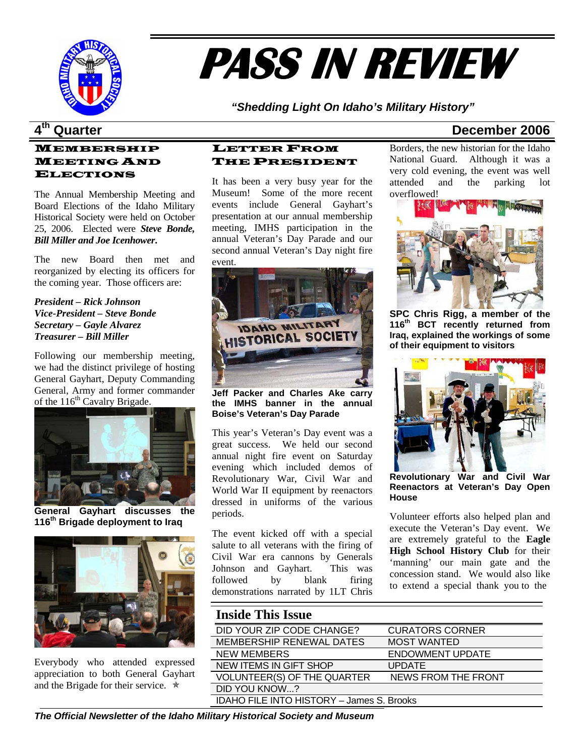# PASS IN REVIEW

*"Shedding Light On Idaho's Military History"*

## 4th Quarter — December 2006

### Membership Meeting And Elections

The Annual Membership Meeting and Board Elections of the Idaho Military Historical Society were held on October 25, 2006. Elected were ***Steve Bonde, Bill Miller and Joe Icenhower.***

The new Board then met and reorganized by electing its officers for the coming year. Those officers are:

***President – Rick Johnson***
***Vice-President – Steve Bonde***
***Secretary – Gayle Alvarez***
***Treasurer – Bill Miller***

Following our membership meeting, we had the distinct privilege of hosting General Gayhart, Deputy Commanding General, Army and former commander of the 116th Cavalry Brigade.

**General Gayhart discusses the 116th Brigade deployment to Iraq**

Everybody who attended expressed appreciation to both General Gayhart and the Brigade for their service. ✯

### Letter From The President

It has been a very busy year for the Museum! Some of the more recent events include General Gayhart's presentation at our annual membership meeting, IMHS participation in the annual Veteran's Day Parade and our second annual Veteran's Day night fire event.

**Jeff Packer and Charles Ake carry the IMHS banner in the annual Boise's Veteran's Day Parade**

This year's Veteran's Day event was a great success. We held our second annual night fire event on Saturday evening which included demos of Revolutionary War, Civil War and World War II equipment by reenactors dressed in uniforms of the various periods.

The event kicked off with a special salute to all veterans with the firing of Civil War era cannons by Generals Johnson and Gayhart. This was followed by blank firing demonstrations narrated by 1LT Chris Borders, the new historian for the Idaho National Guard. Although it was a very cold evening, the event was well attended and the parking lot overflowed!

**SPC Chris Rigg, a member of the 116th BCT recently returned from Iraq, explained the workings of some of their equipment to visitors**

**Revolutionary War and Civil War Reenactors at Veteran's Day Open House**

Volunteer efforts also helped plan and execute the Veteran's Day event. We are extremely grateful to the **Eagle High School History Club** for their 'manning' our main gate and the concession stand. We would also like to extend a special thank you to the

### Inside This Issue

| | |
|---|---|
| DID YOUR ZIP CODE CHANGE? | CURATORS CORNER |
| MEMBERSHIP RENEWAL DATES | MOST WANTED |
| NEW MEMBERS | ENDOWMENT UPDATE |
| NEW ITEMS IN GIFT SHOP | UPDATE |
| VOLUNTEER(S) OF THE QUARTER | NEWS FROM THE FRONT |
| DID YOU KNOW...? | |
| IDAHO FILE INTO HISTORY – James S. Brooks | |

*The Official Newsletter of the Idaho Military Historical Society and Museum*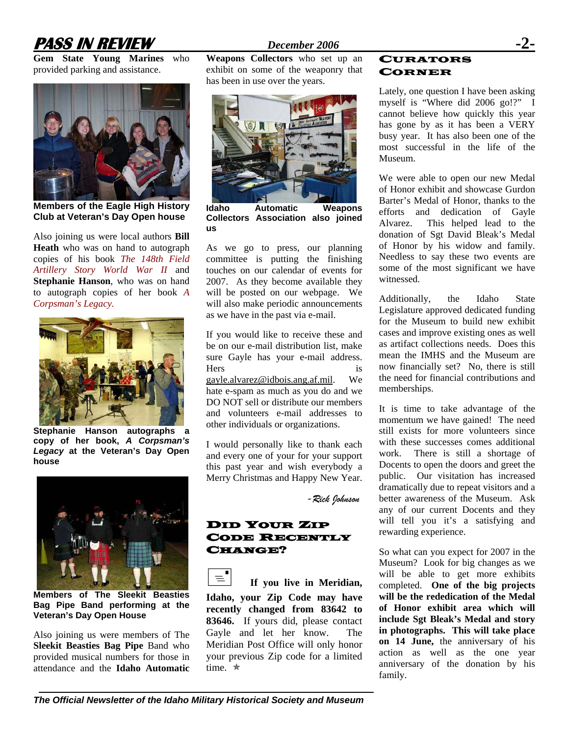**Gem State Young Marines** who provided parking and assistance.

**Members of the Eagle High History Club at Veteran's Day Open house**

Also joining us were local authors **Bill Heath** who was on hand to autograph copies of his book *The 148th Field Artillery Story World War II* and **Stephanie Hanson**, who was on hand to autograph copies of her book *A Corpsman's Legacy.*

**Stephanie Hanson autographs a copy of her book, *A Corpsman's Legacy* at the Veteran's Day Open house**

**Members of The Sleekit Beasties Bag Pipe Band performing at the Veteran's Day Open House**

Also joining us were members of The **Sleekit Beasties Bag Pipe** Band who provided musical numbers for those in attendance and the **Idaho Automatic Weapons Collectors** who set up an exhibit on some of the weaponry that has been in use over the years.

**Idaho Automatic Weapons Collectors Association also joined us**

As we go to press, our planning committee is putting the finishing touches on our calendar of events for 2007. As they become available they will be posted on our webpage. We will also make periodic announcements as we have in the past via e-mail.

If you would like to receive these and be on our e-mail distribution list, make sure Gayle has your e-mail address. Hers is gayle.alvarez@idbois.ang.af.mil. We hate e-spam as much as you do and we DO NOT sell or distribute our members and volunteers e-mail addresses to other individuals or organizations.

I would personally like to thank each and every one of you for your support this past year and wish everybody a Merry Christmas and Happy New Year.

*-Rick Johnson*

## Did Your Zip Code Recently Change?

**If you live in Meridian, Idaho, your Zip Code may have recently changed from 83642 to 83646.** If yours did, please contact Gayle and let her know. The Meridian Post Office will only honor your previous Zip code for a limited time. ✯

## Curators Corner

Lately, one question I have been asking myself is "Where did 2006 go!?" I cannot believe how quickly this year has gone by as it has been a VERY busy year. It has also been one of the most successful in the life of the Museum.

We were able to open our new Medal of Honor exhibit and showcase Gurdon Barter's Medal of Honor, thanks to the efforts and dedication of Gayle Alvarez. This helped lead to the donation of Sgt David Bleak's Medal of Honor by his widow and family. Needless to say these two events are some of the most significant we have witnessed.

Additionally, the Idaho State Legislature approved dedicated funding for the Museum to build new exhibit cases and improve existing ones as well as artifact collections needs. Does this mean the IMHS and the Museum are now financially set? No, there is still the need for financial contributions and memberships.

It is time to take advantage of the momentum we have gained! The need still exists for more volunteers since with these successes comes additional work. There is still a shortage of Docents to open the doors and greet the public. Our visitation has increased dramatically due to repeat visitors and a better awareness of the Museum. Ask any of our current Docents and they will tell you it's a satisfying and rewarding experience.

So what can you expect for 2007 in the Museum? Look for big changes as we will be able to get more exhibits completed. **One of the big projects will be the rededication of the Medal of Honor exhibit area which will include Sgt Bleak's Medal and story in photographs. This will take place on 14 June,** the anniversary of his action as well as the one year anniversary of the donation by his family.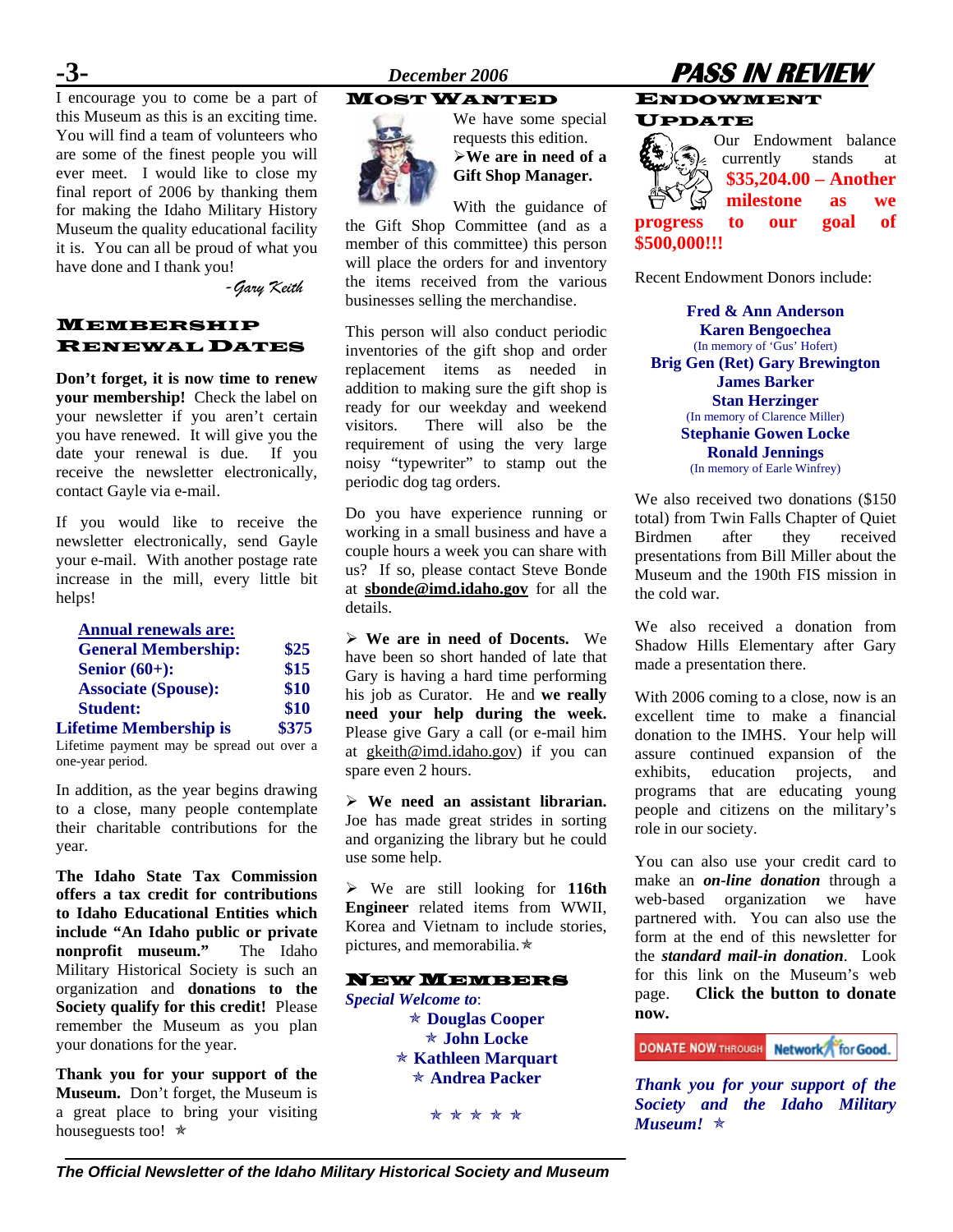I encourage you to come be a part of this Museum as this is an exciting time. You will find a team of volunteers who are some of the finest people you will ever meet. I would like to close my final report of 2006 by thanking them for making the Idaho Military History Museum the quality educational facility it is. You can all be proud of what you have done and I thank you!

*-Gary Keith*

## Membership Renewal Dates

**Don't forget, it is now time to renew your membership!** Check the label on your newsletter if you aren't certain you have renewed. It will give you the date your renewal is due. If you receive the newsletter electronically, contact Gayle via e-mail.

If you would like to receive the newsletter electronically, send Gayle your e-mail. With another postage rate increase in the mill, every little bit helps!

| **Annual renewals are:** | |
|---|---|
| **General Membership:** | **$25** |
| **Senior (60+):** | **$15** |
| **Associate (Spouse):** | **$10** |
| **Student:** | **$10** |
| **Lifetime Membership is** | **$375** |

Lifetime payment may be spread out over a one-year period.

In addition, as the year begins drawing to a close, many people contemplate their charitable contributions for the year.

**The Idaho State Tax Commission offers a tax credit for contributions to Idaho Educational Entities which include "An Idaho public or private nonprofit museum."** The Idaho Military Historical Society is such an organization and **donations to the Society qualify for this credit!** Please remember the Museum as you plan your donations for the year.

**Thank you for your support of the Museum.** Don't forget, the Museum is a great place to bring your visiting houseguests too! ✯

## Most Wanted

We have some special requests this edition.

➢ **We are in need of a Gift Shop Manager.**

With the guidance of the Gift Shop Committee (and as a member of this committee) this person will place the orders for and inventory the items received from the various businesses selling the merchandise.

This person will also conduct periodic inventories of the gift shop and order replacement items as needed in addition to making sure the gift shop is ready for our weekday and weekend visitors. There will also be the requirement of using the very large noisy "typewriter" to stamp out the periodic dog tag orders.

Do you have experience running or working in a small business and have a couple hours a week you can share with us? If so, please contact Steve Bonde at **sbonde@imd.idaho.gov** for all the details.

➢ **We are in need of Docents.** We have been so short handed of late that Gary is having a hard time performing his job as Curator. He and **we really need your help during the week.** Please give Gary a call (or e-mail him at gkeith@imd.idaho.gov) if you can spare even 2 hours.

➢ **We need an assistant librarian.** Joe has made great strides in sorting and organizing the library but he could use some help.

➢ We are still looking for **116th Engineer** related items from WWII, Korea and Vietnam to include stories, pictures, and memorabilia. ✯

## New Members

***Special Welcome to*:**

✯ **Douglas Cooper**
✯ **John Locke**
✯ **Kathleen Marquart**
✯ **Andrea Packer**

✯ ✯ ✯ ✯ ✯

## Endowment Update

Our Endowment balance currently stands at **$35,204.00 – Another milestone as we progress to our goal of $500,000!!!**

Recent Endowment Donors include:

**Fred & Ann Anderson**
**Karen Bengoechea**
(In memory of 'Gus' Hofert)
**Brig Gen (Ret) Gary Brewington**
**James Barker**
**Stan Herzinger**
(In memory of Clarence Miller)
**Stephanie Gowen Locke**
**Ronald Jennings**
(In memory of Earle Winfrey)

We also received two donations ($150 total) from Twin Falls Chapter of Quiet Birdmen after they received presentations from Bill Miller about the Museum and the 190th FIS mission in the cold war.

We also received a donation from Shadow Hills Elementary after Gary made a presentation there.

With 2006 coming to a close, now is an excellent time to make a financial donation to the IMHS. Your help will assure continued expansion of the exhibits, education projects, and programs that are educating young people and citizens on the military's role in our society.

You can also use your credit card to make an ***on-line donation*** through a web-based organization we have partnered with. You can also use the form at the end of this newsletter for the ***standard mail-in donation***. Look for this link on the Museum's web page. **Click the button to donate now.**

DONATE NOW THROUGH Network for Good.

***Thank you for your support of the Society and the Idaho Military Museum!*** ✯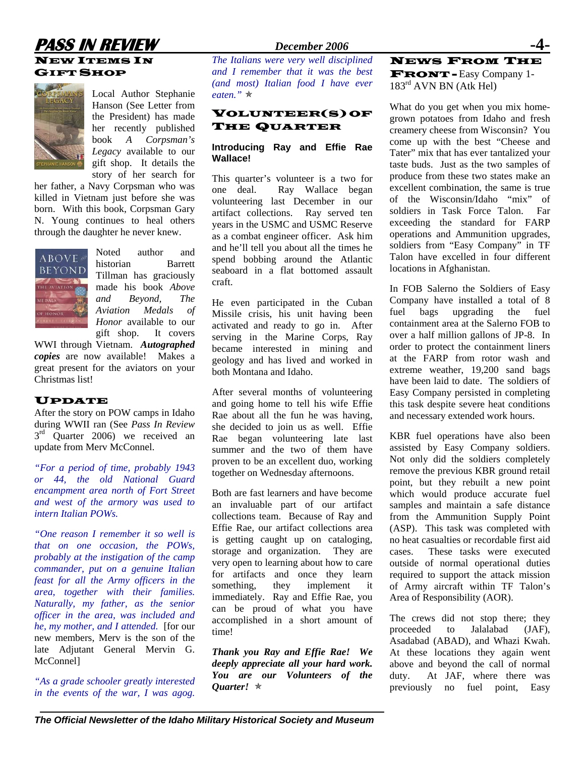## NEW ITEMS IN GIFT SHOP

Local Author Stephanie Hanson (See Letter from the President) has made her recently published book *A Corpsman's Legacy* available to our gift shop. It details the story of her search for her father, a Navy Corpsman who was killed in Vietnam just before she was born. With this book, Corpsman Gary N. Young continues to heal others through the daughter he never knew.

Noted author and historian Barrett Tillman has graciously made his book *Above and Beyond, The Aviation Medals of Honor* available to our gift shop. It covers WWI through Vietnam. ***Autographed copies*** are now available! Makes a great present for the aviators on your Christmas list!

## UPDATE

After the story on POW camps in Idaho during WWII ran (See *Pass In Review* 3rd Quarter 2006) we received an update from Merv McConnel.

*"For a period of time, probably 1943 or 44, the old National Guard encampment area north of Fort Street and west of the armory was used to intern Italian POWs.*

*"One reason I remember it so well is that on one occasion, the POWs, probably at the instigation of the camp commander, put on a genuine Italian feast for all the Army officers in the area, together with their families. Naturally, my father, as the senior officer in the area, was included and he, my mother, and I attended.* [for our new members, Merv is the son of the late Adjutant General Mervin G. McConnel]

*"As a grade schooler greatly interested in the events of the war, I was agog. The Italians were very well disciplined and I remember that it was the best (and most) Italian food I have ever eaten."* ✭

## VOLUNTEER(S) OF THE QUARTER

**Introducing Ray and Effie Rae Wallace!**

This quarter's volunteer is a two for one deal. Ray Wallace began volunteering last December in our artifact collections. Ray served ten years in the USMC and USMC Reserve as a combat engineer officer. Ask him and he'll tell you about all the times he spend bobbing around the Atlantic seaboard in a flat bottomed assault craft.

He even participated in the Cuban Missile crisis, his unit having been activated and ready to go in. After serving in the Marine Corps, Ray became interested in mining and geology and has lived and worked in both Montana and Idaho.

After several months of volunteering and going home to tell his wife Effie Rae about all the fun he was having, she decided to join us as well. Effie Rae began volunteering late last summer and the two of them have proven to be an excellent duo, working together on Wednesday afternoons.

Both are fast learners and have become an invaluable part of our artifact collections team. Because of Ray and Effie Rae, our artifact collections area is getting caught up on cataloging, storage and organization. They are very open to learning about how to care for artifacts and once they learn something, they implement it immediately. Ray and Effie Rae, you can be proud of what you have accomplished in a short amount of time!

***Thank you Ray and Effie Rae! We deeply appreciate all your hard work. You are our Volunteers of the Quarter!*** ✭

## NEWS FROM THE FRONT - Easy Company 1-183rd AVN BN (Atk Hel)

What do you get when you mix home-grown potatoes from Idaho and fresh creamery cheese from Wisconsin? You come up with the best "Cheese and Tater" mix that has ever tantalized your taste buds. Just as the two samples of produce from these two states make an excellent combination, the same is true of the Wisconsin/Idaho "mix" of soldiers in Task Force Talon. Far exceeding the standard for FARP operations and Ammunition upgrades, soldiers from "Easy Company" in TF Talon have excelled in four different locations in Afghanistan.

In FOB Salerno the Soldiers of Easy Company have installed a total of 8 fuel bags upgrading the fuel containment area at the Salerno FOB to over a half million gallons of JP-8. In order to protect the containment liners at the FARP from rotor wash and extreme weather, 19,200 sand bags have been laid to date. The soldiers of Easy Company persisted in completing this task despite severe heat conditions and necessary extended work hours.

KBR fuel operations have also been assisted by Easy Company soldiers. Not only did the soldiers completely remove the previous KBR ground retail point, but they rebuilt a new point which would produce accurate fuel samples and maintain a safe distance from the Ammunition Supply Point (ASP). This task was completed with no heat casualties or recordable first aid cases. These tasks were executed outside of normal operational duties required to support the attack mission of Army aircraft within TF Talon's Area of Responsibility (AOR).

The crews did not stop there; they proceeded to Jalalabad (JAF), Asadabad (ABAD), and Whazi Kwah. At these locations they again went above and beyond the call of normal duty. At JAF, where there was previously no fuel point, Easy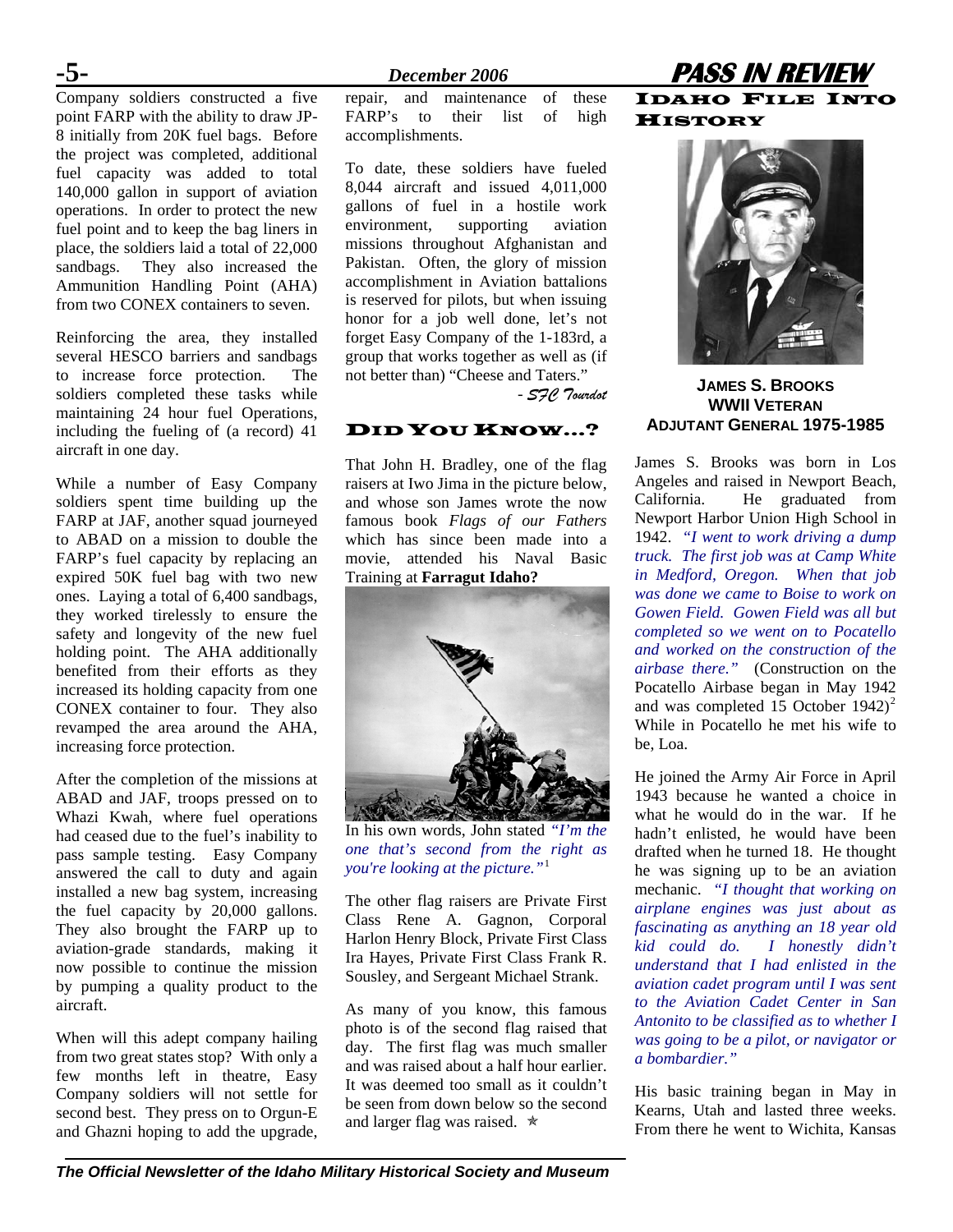Company soldiers constructed a five point FARP with the ability to draw JP-8 initially from 20K fuel bags. Before the project was completed, additional fuel capacity was added to total 140,000 gallon in support of aviation operations. In order to protect the new fuel point and to keep the bag liners in place, the soldiers laid a total of 22,000 sandbags. They also increased the Ammunition Handling Point (AHA) from two CONEX containers to seven.

Reinforcing the area, they installed several HESCO barriers and sandbags to increase force protection. The soldiers completed these tasks while maintaining 24 hour fuel Operations, including the fueling of (a record) 41 aircraft in one day.

While a number of Easy Company soldiers spent time building up the FARP at JAF, another squad journeyed to ABAD on a mission to double the FARP's fuel capacity by replacing an expired 50K fuel bag with two new ones. Laying a total of 6,400 sandbags, they worked tirelessly to ensure the safety and longevity of the new fuel holding point. The AHA additionally benefited from their efforts as they increased its holding capacity from one CONEX container to four. They also revamped the area around the AHA, increasing force protection.

After the completion of the missions at ABAD and JAF, troops pressed on to Whazi Kwah, where fuel operations had ceased due to the fuel's inability to pass sample testing. Easy Company answered the call to duty and again installed a new bag system, increasing the fuel capacity by 20,000 gallons. They also brought the FARP up to aviation-grade standards, making it now possible to continue the mission by pumping a quality product to the aircraft.

When will this adept company hailing from two great states stop? With only a few months left in theatre, Easy Company soldiers will not settle for second best. They press on to Orgun-E and Ghazni hoping to add the upgrade, repair, and maintenance of these FARP's to their list of high accomplishments.

To date, these soldiers have fueled 8,044 aircraft and issued 4,011,000 gallons of fuel in a hostile work environment, supporting aviation missions throughout Afghanistan and Pakistan. Often, the glory of mission accomplishment in Aviation battalions is reserved for pilots, but when issuing honor for a job well done, let's not forget Easy Company of the 1-183rd, a group that works together as well as (if not better than) "Cheese and Taters."

*- SFC Tourdot*

## Did You Know...?

That John H. Bradley, one of the flag raisers at Iwo Jima in the picture below, and whose son James wrote the now famous book *Flags of our Fathers* which has since been made into a movie, attended his Naval Basic Training at **Farragut Idaho?**

In his own words, John stated *"I'm the one that's second from the right as you're looking at the picture."*[1]

The other flag raisers are Private First Class Rene A. Gagnon, Corporal Harlon Henry Block, Private First Class Ira Hayes, Private First Class Frank R. Sousley, and Sergeant Michael Strank.

As many of you know, this famous photo is of the second flag raised that day. The first flag was much smaller and was raised about a half hour earlier. It was deemed too small as it couldn't be seen from down below so the second and larger flag was raised. ✯

## Idaho File Into History

**James S. Brooks**
**WWII Veteran**
**Adjutant General 1975-1985**

James S. Brooks was born in Los Angeles and raised in Newport Beach, California. He graduated from Newport Harbor Union High School in 1942. *"I went to work driving a dump truck. The first job was at Camp White in Medford, Oregon. When that job was done we came to Boise to work on Gowen Field. Gowen Field was all but completed so we went on to Pocatello and worked on the construction of the airbase there."* (Construction on the Pocatello Airbase began in May 1942 and was completed 15 October 1942)[2] While in Pocatello he met his wife to be, Loa.

He joined the Army Air Force in April 1943 because he wanted a choice in what he would do in the war. If he hadn't enlisted, he would have been drafted when he turned 18. He thought he was signing up to be an aviation mechanic. *"I thought that working on airplane engines was just about as fascinating as anything an 18 year old kid could do. I honestly didn't understand that I had enlisted in the aviation cadet program until I was sent to the Aviation Cadet Center in San Antonito to be classified as to whether I was going to be a pilot, or navigator or a bombardier."*

His basic training began in May in Kearns, Utah and lasted three weeks. From there he went to Wichita, Kansas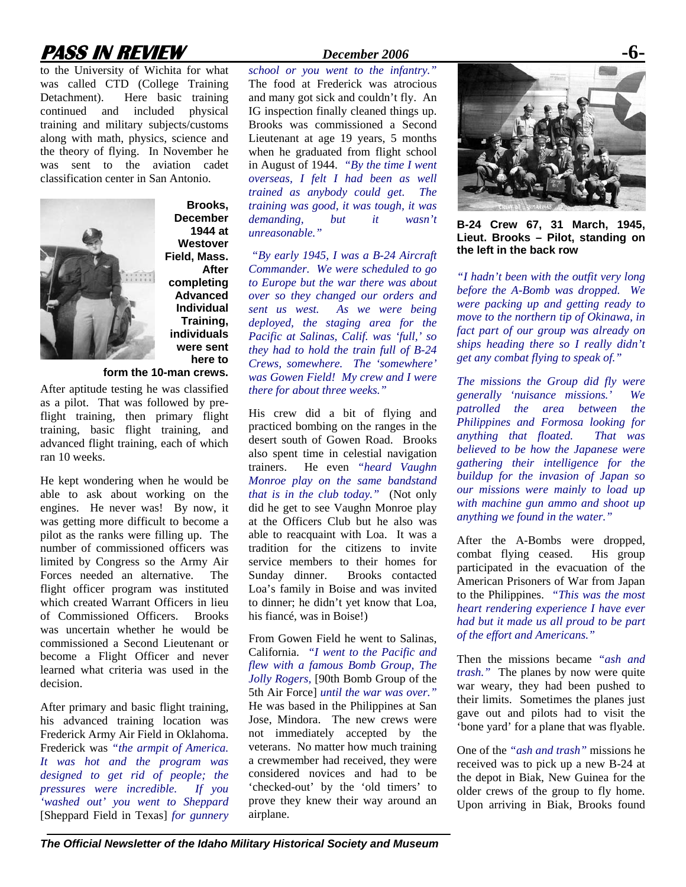to the University of Wichita for what was called CTD (College Training Detachment). Here basic training continued and included physical training and military subjects/customs along with math, physics, science and the theory of flying. In November he was sent to the aviation cadet classification center in San Antonio.

**Brooks, December 1944 at Westover Field, Mass. After completing Advanced Individual Training, individuals were sent here to form the 10-man crews.**

After aptitude testing he was classified as a pilot. That was followed by pre-flight training, then primary flight training, basic flight training, and advanced flight training, each of which ran 10 weeks.

He kept wondering when he would be able to ask about working on the engines. He never was! By now, it was getting more difficult to become a pilot as the ranks were filling up. The number of commissioned officers was limited by Congress so the Army Air Forces needed an alternative. The flight officer program was instituted which created Warrant Officers in lieu of Commissioned Officers. Brooks was uncertain whether he would be commissioned a Second Lieutenant or become a Flight Officer and never learned what criteria was used in the decision.

After primary and basic flight training, his advanced training location was Frederick Army Air Field in Oklahoma. Frederick was *"the armpit of America. It was hot and the program was designed to get rid of people; the pressures were incredible. If you 'washed out' you went to Sheppard* [Sheppard Field in Texas] *for gunnery school or you went to the infantry."* The food at Frederick was atrocious and many got sick and couldn't fly. An IG inspection finally cleaned things up. Brooks was commissioned a Second Lieutenant at age 19 years, 5 months when he graduated from flight school in August of 1944. *"By the time I went overseas, I felt I had been as well trained as anybody could get. The training was good, it was tough, it was demanding, but it wasn't unreasonable."*

*"By early 1945, I was a B-24 Aircraft Commander. We were scheduled to go to Europe but the war there was about over so they changed our orders and sent us west. As we were being deployed, the staging area for the Pacific at Salinas, Calif. was 'full,' so they had to hold the train full of B-24 Crews, somewhere. The 'somewhere' was Gowen Field! My crew and I were there for about three weeks."*

His crew did a bit of flying and practiced bombing on the ranges in the desert south of Gowen Road. Brooks also spent time in celestial navigation trainers. He even *"heard Vaughn Monroe play on the same bandstand that is in the club today."* (Not only did he get to see Vaughn Monroe play at the Officers Club but he also was able to reacquaint with Loa. It was a tradition for the citizens to invite service members to their homes for Sunday dinner. Brooks contacted Loa's family in Boise and was invited to dinner; he didn't yet know that Loa, his fiancé, was in Boise!)

From Gowen Field he went to Salinas, California. *"I went to the Pacific and flew with a famous Bomb Group, The Jolly Rogers,* [90th Bomb Group of the 5th Air Force] *until the war was over."* He was based in the Philippines at San Jose, Mindora. The new crews were not immediately accepted by the veterans. No matter how much training a crewmember had received, they were considered novices and had to be 'checked-out' by the 'old timers' to prove they knew their way around an airplane.

**B-24 Crew 67, 31 March, 1945, Lieut. Brooks – Pilot, standing on the left in the back row**

*"I hadn't been with the outfit very long before the A-Bomb was dropped. We were packing up and getting ready to move to the northern tip of Okinawa, in fact part of our group was already on ships heading there so I really didn't get any combat flying to speak of."*

*The missions the Group did fly were generally 'nuisance missions.' We patrolled the area between the Philippines and Formosa looking for anything that floated. That was believed to be how the Japanese were gathering their intelligence for the buildup for the invasion of Japan so our missions were mainly to load up with machine gun ammo and shoot up anything we found in the water."*

After the A-Bombs were dropped, combat flying ceased. His group participated in the evacuation of the American Prisoners of War from Japan to the Philippines. *"This was the most heart rendering experience I have ever had but it made us all proud to be part of the effort and Americans."*

Then the missions became *"ash and trash."* The planes by now were quite war weary, they had been pushed to their limits. Sometimes the planes just gave out and pilots had to visit the 'bone yard' for a plane that was flyable.

One of the *"ash and trash"* missions he received was to pick up a new B-24 at the depot in Biak, New Guinea for the older crews of the group to fly home. Upon arriving in Biak, Brooks found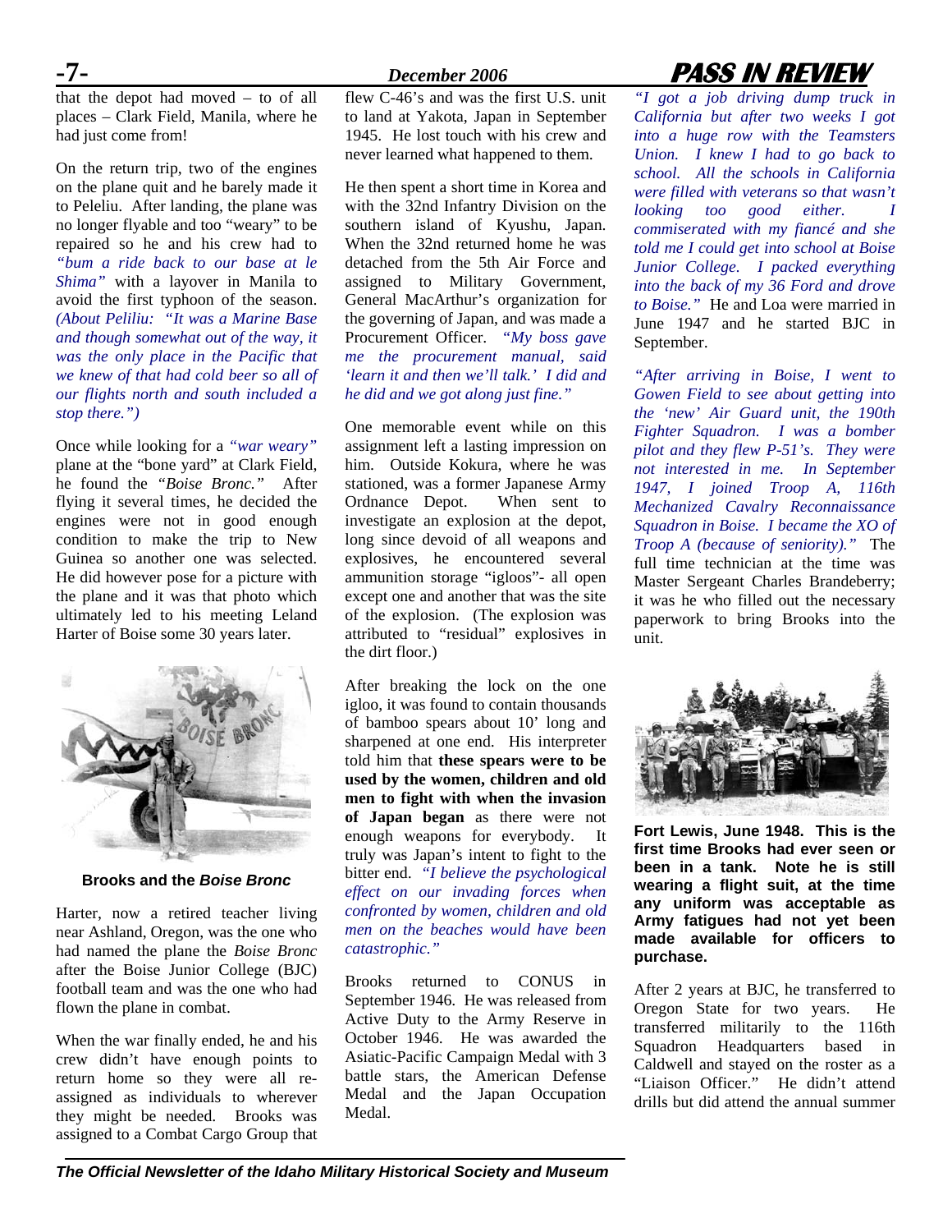that the depot had moved – to of all places – Clark Field, Manila, where he had just come from!

On the return trip, two of the engines on the plane quit and he barely made it to Peleliu. After landing, the plane was no longer flyable and too "weary" to be repaired so he and his crew had to *"bum a ride back to our base at Ie Shima"* with a layover in Manila to avoid the first typhoon of the season. *(About Peliliu: "It was a Marine Base and though somewhat out of the way, it was the only place in the Pacific that we knew of that had cold beer so all of our flights north and south included a stop there.")*

Once while looking for a *"war weary"* plane at the "bone yard" at Clark Field, he found the *"Boise Bronc."* After flying it several times, he decided the engines were not in good enough condition to make the trip to New Guinea so another one was selected. He did however pose for a picture with the plane and it was that photo which ultimately led to his meeting Leland Harter of Boise some 30 years later.

**Brooks and the *Boise Bronc***

Harter, now a retired teacher living near Ashland, Oregon, was the one who had named the plane the *Boise Bronc* after the Boise Junior College (BJC) football team and was the one who had flown the plane in combat.

When the war finally ended, he and his crew didn't have enough points to return home so they were all re-assigned as individuals to wherever they might be needed. Brooks was assigned to a Combat Cargo Group that flew C-46's and was the first U.S. unit to land at Yakota, Japan in September 1945. He lost touch with his crew and never learned what happened to them.

He then spent a short time in Korea and with the 32nd Infantry Division on the southern island of Kyushu, Japan. When the 32nd returned home he was detached from the 5th Air Force and assigned to Military Government, General MacArthur's organization for the governing of Japan, and was made a Procurement Officer. *"My boss gave me the procurement manual, said 'learn it and then we'll talk.' I did and he did and we got along just fine."*

One memorable event while on this assignment left a lasting impression on him. Outside Kokura, where he was stationed, was a former Japanese Army Ordnance Depot. When sent to investigate an explosion at the depot, long since devoid of all weapons and explosives, he encountered several ammunition storage "igloos"- all open except one and another that was the site of the explosion. (The explosion was attributed to "residual" explosives in the dirt floor.)

After breaking the lock on the one igloo, it was found to contain thousands of bamboo spears about 10' long and sharpened at one end. His interpreter told him that **these spears were to be used by the women, children and old men to fight with when the invasion of Japan began** as there were not enough weapons for everybody. It truly was Japan's intent to fight to the bitter end. *"I believe the psychological effect on our invading forces when confronted by women, children and old men on the beaches would have been catastrophic."*

Brooks returned to CONUS in September 1946. He was released from Active Duty to the Army Reserve in October 1946. He was awarded the Asiatic-Pacific Campaign Medal with 3 battle stars, the American Defense Medal and the Japan Occupation Medal.

*"I got a job driving dump truck in California but after two weeks I got into a huge row with the Teamsters Union. I knew I had to go back to school. All the schools in California were filled with veterans so that wasn't looking too good either. I commiserated with my fiancé and she told me I could get into school at Boise Junior College. I packed everything into the back of my 36 Ford and drove to Boise."* He and Loa were married in June 1947 and he started BJC in September.

*"After arriving in Boise, I went to Gowen Field to see about getting into the 'new' Air Guard unit, the 190th Fighter Squadron. I was a bomber pilot and they flew P-51's. They were not interested in me. In September 1947, I joined Troop A, 116th Mechanized Cavalry Reconnaissance Squadron in Boise. I became the XO of Troop A (because of seniority)."* The full time technician at the time was Master Sergeant Charles Brandeberry; it was he who filled out the necessary paperwork to bring Brooks into the unit.

**Fort Lewis, June 1948. This is the first time Brooks had ever seen or been in a tank. Note he is still wearing a flight suit, at the time any uniform was acceptable as Army fatigues had not yet been made available for officers to purchase.**

After 2 years at BJC, he transferred to Oregon State for two years. He transferred militarily to the 116th Squadron Headquarters based in Caldwell and stayed on the roster as a "Liaison Officer." He didn't attend drills but did attend the annual summer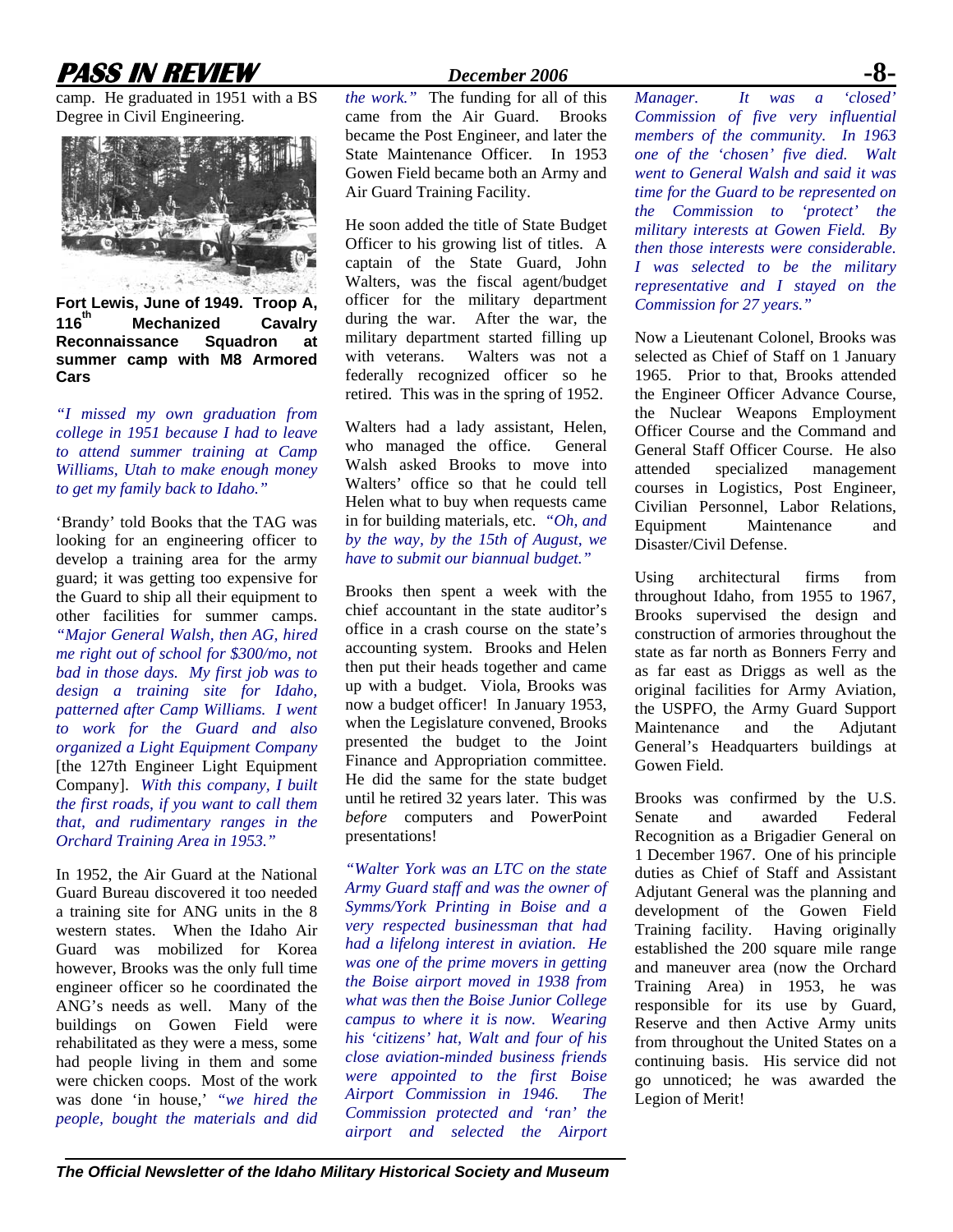camp. He graduated in 1951 with a BS Degree in Civil Engineering.

**Fort Lewis, June of 1949. Troop A, 116th Mechanized Cavalry Reconnaissance Squadron at summer camp with M8 Armored Cars**

*"I missed my own graduation from college in 1951 because I had to leave to attend summer training at Camp Williams, Utah to make enough money to get my family back to Idaho."*

'Brandy' told Books that the TAG was looking for an engineering officer to develop a training area for the army guard; it was getting too expensive for the Guard to ship all their equipment to other facilities for summer camps. *"Major General Walsh, then AG, hired me right out of school for $300/mo, not bad in those days. My first job was to design a training site for Idaho, patterned after Camp Williams. I went to work for the Guard and also organized a Light Equipment Company* [the 127th Engineer Light Equipment Company]. *With this company, I built the first roads, if you want to call them that, and rudimentary ranges in the Orchard Training Area in 1953."*

In 1952, the Air Guard at the National Guard Bureau discovered it too needed a training site for ANG units in the 8 western states. When the Idaho Air Guard was mobilized for Korea however, Brooks was the only full time engineer officer so he coordinated the ANG's needs as well. Many of the buildings on Gowen Field were rehabilitated as they were a mess, some had people living in them and some were chicken coops. Most of the work was done 'in house,' *"we hired the people, bought the materials and did the work."* The funding for all of this came from the Air Guard. Brooks became the Post Engineer, and later the State Maintenance Officer. In 1953 Gowen Field became both an Army and Air Guard Training Facility.

He soon added the title of State Budget Officer to his growing list of titles. A captain of the State Guard, John Walters, was the fiscal agent/budget officer for the military department during the war. After the war, the military department started filling up with veterans. Walters was not a federally recognized officer so he retired. This was in the spring of 1952.

Walters had a lady assistant, Helen, who managed the office. General Walsh asked Brooks to move into Walters' office so that he could tell Helen what to buy when requests came in for building materials, etc. *"Oh, and by the way, by the 15th of August, we have to submit our biannual budget."*

Brooks then spent a week with the chief accountant in the state auditor's office in a crash course on the state's accounting system. Brooks and Helen then put their heads together and came up with a budget. Viola, Brooks was now a budget officer! In January 1953, when the Legislature convened, Brooks presented the budget to the Joint Finance and Appropriation committee. He did the same for the state budget until he retired 32 years later. This was *before* computers and PowerPoint presentations!

*"Walter York was an LTC on the state Army Guard staff and was the owner of Symms/York Printing in Boise and a very respected businessman that had had a lifelong interest in aviation. He was one of the prime movers in getting the Boise airport moved in 1938 from what was then the Boise Junior College campus to where it is now. Wearing his 'citizens' hat, Walt and four of his close aviation-minded business friends were appointed to the first Boise Airport Commission in 1946. The Commission protected and 'ran' the airport and selected the Airport Manager. It was a 'closed' Commission of five very influential members of the community. In 1963 one of the 'chosen' five died. Walt went to General Walsh and said it was time for the Guard to be represented on the Commission to 'protect' the military interests at Gowen Field. By then those interests were considerable. I was selected to be the military representative and I stayed on the Commission for 27 years."*

Now a Lieutenant Colonel, Brooks was selected as Chief of Staff on 1 January 1965. Prior to that, Brooks attended the Engineer Officer Advance Course, the Nuclear Weapons Employment Officer Course and the Command and General Staff Officer Course. He also attended specialized management courses in Logistics, Post Engineer, Civilian Personnel, Labor Relations, Equipment Maintenance and Disaster/Civil Defense.

Using architectural firms from throughout Idaho, from 1955 to 1967, Brooks supervised the design and construction of armories throughout the state as far north as Bonners Ferry and as far east as Driggs as well as the original facilities for Army Aviation, the USPFO, the Army Guard Support Maintenance and the Adjutant General's Headquarters buildings at Gowen Field.

Brooks was confirmed by the U.S. Senate and awarded Federal Recognition as a Brigadier General on 1 December 1967. One of his principle duties as Chief of Staff and Assistant Adjutant General was the planning and development of the Gowen Field Training facility. Having originally established the 200 square mile range and maneuver area (now the Orchard Training Area) in 1953, he was responsible for its use by Guard, Reserve and then Active Army units from throughout the United States on a continuing basis. His service did not go unnoticed; he was awarded the Legion of Merit!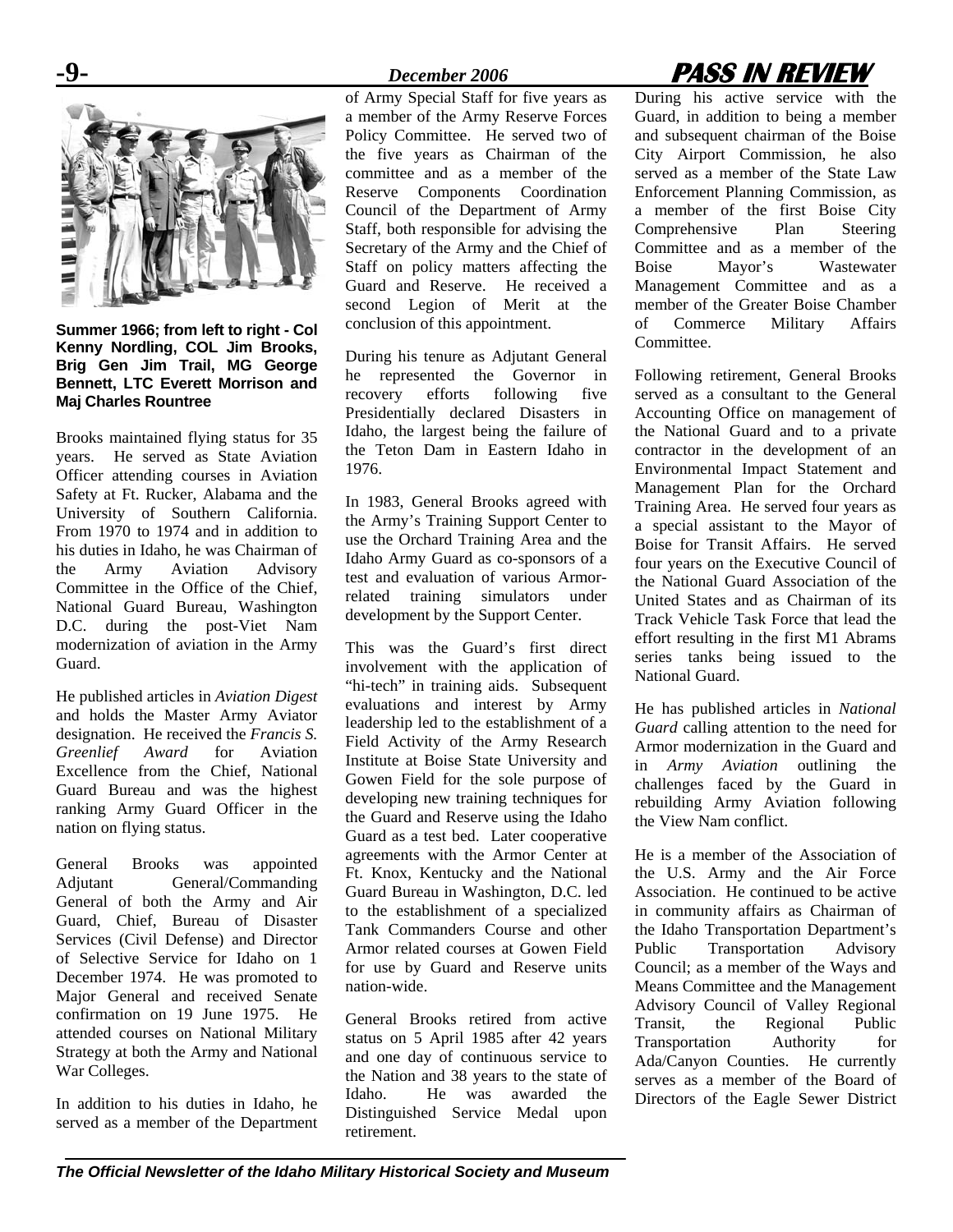**Summer 1966; from left to right - Col Kenny Nordling, COL Jim Brooks, Brig Gen Jim Trail, MG George Bennett, LTC Everett Morrison and Maj Charles Rountree**

Brooks maintained flying status for 35 years. He served as State Aviation Officer attending courses in Aviation Safety at Ft. Rucker, Alabama and the University of Southern California. From 1970 to 1974 and in addition to his duties in Idaho, he was Chairman of the Army Aviation Advisory Committee in the Office of the Chief, National Guard Bureau, Washington D.C. during the post-Viet Nam modernization of aviation in the Army Guard.

He published articles in *Aviation Digest* and holds the Master Army Aviator designation. He received the *Francis S. Greenlief Award* for Aviation Excellence from the Chief, National Guard Bureau and was the highest ranking Army Guard Officer in the nation on flying status.

General Brooks was appointed Adjutant General/Commanding General of both the Army and Air Guard, Chief, Bureau of Disaster Services (Civil Defense) and Director of Selective Service for Idaho on 1 December 1974. He was promoted to Major General and received Senate confirmation on 19 June 1975. He attended courses on National Military Strategy at both the Army and National War Colleges.

In addition to his duties in Idaho, he served as a member of the Department of Army Special Staff for five years as a member of the Army Reserve Forces Policy Committee. He served two of the five years as Chairman of the committee and as a member of the Reserve Components Coordination Council of the Department of Army Staff, both responsible for advising the Secretary of the Army and the Chief of Staff on policy matters affecting the Guard and Reserve. He received a second Legion of Merit at the conclusion of this appointment.

During his tenure as Adjutant General he represented the Governor in recovery efforts following five Presidentially declared Disasters in Idaho, the largest being the failure of the Teton Dam in Eastern Idaho in 1976.

In 1983, General Brooks agreed with the Army's Training Support Center to use the Orchard Training Area and the Idaho Army Guard as co-sponsors of a test and evaluation of various Armor-related training simulators under development by the Support Center.

This was the Guard's first direct involvement with the application of "hi-tech" in training aids. Subsequent evaluations and interest by Army leadership led to the establishment of a Field Activity of the Army Research Institute at Boise State University and Gowen Field for the sole purpose of developing new training techniques for the Guard and Reserve using the Idaho Guard as a test bed. Later cooperative agreements with the Armor Center at Ft. Knox, Kentucky and the National Guard Bureau in Washington, D.C. led to the establishment of a specialized Tank Commanders Course and other Armor related courses at Gowen Field for use by Guard and Reserve units nation-wide.

General Brooks retired from active status on 5 April 1985 after 42 years and one day of continuous service to the Nation and 38 years to the state of Idaho. He was awarded the Distinguished Service Medal upon retirement.

During his active service with the Guard, in addition to being a member and subsequent chairman of the Boise City Airport Commission, he also served as a member of the State Law Enforcement Planning Commission, as a member of the first Boise City Comprehensive Plan Steering Committee and as a member of the Boise Mayor's Wastewater Management Committee and as a member of the Greater Boise Chamber of Commerce Military Affairs Committee.

Following retirement, General Brooks served as a consultant to the General Accounting Office on management of the National Guard and to a private contractor in the development of an Environmental Impact Statement and Management Plan for the Orchard Training Area. He served four years as a special assistant to the Mayor of Boise for Transit Affairs. He served four years on the Executive Council of the National Guard Association of the United States and as Chairman of its Track Vehicle Task Force that lead the effort resulting in the first M1 Abrams series tanks being issued to the National Guard.

He has published articles in *National Guard* calling attention to the need for Armor modernization in the Guard and in *Army Aviation* outlining the challenges faced by the Guard in rebuilding Army Aviation following the View Nam conflict.

He is a member of the Association of the U.S. Army and the Air Force Association. He continued to be active in community affairs as Chairman of the Idaho Transportation Department's Public Transportation Advisory Council; as a member of the Ways and Means Committee and the Management Advisory Council of Valley Regional Transit, the Regional Public Transportation Authority for Ada/Canyon Counties. He currently serves as a member of the Board of Directors of the Eagle Sewer District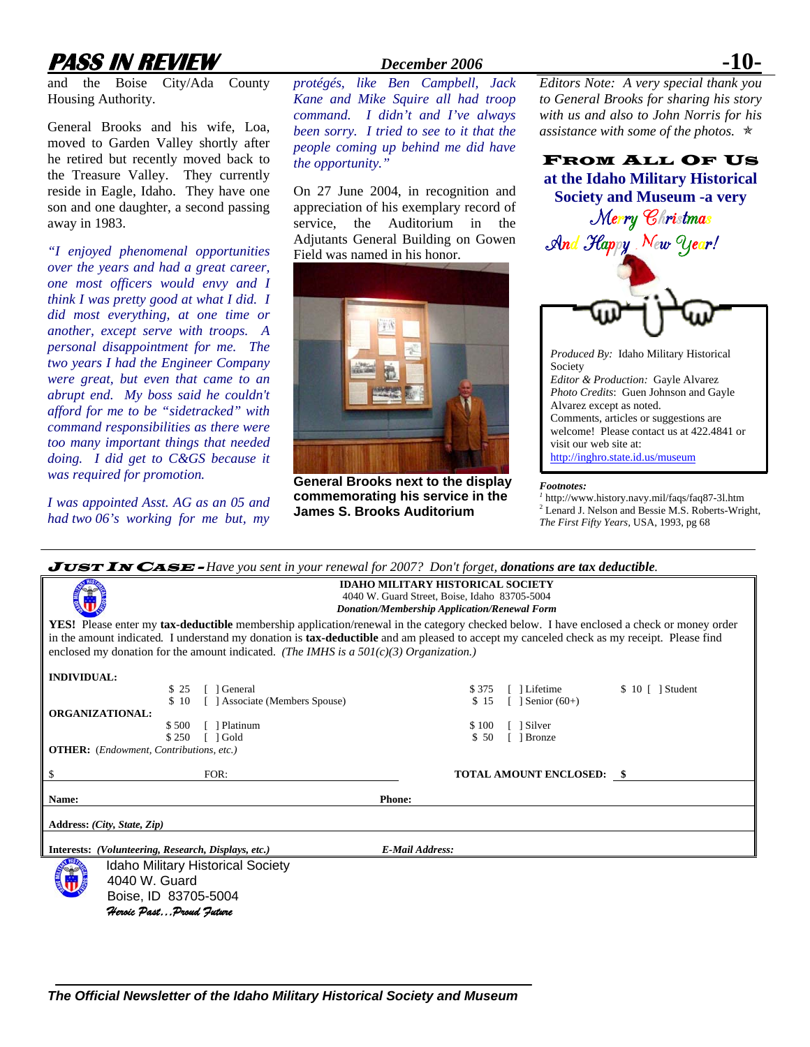and the Boise City/Ada County Housing Authority.

General Brooks and his wife, Loa, moved to Garden Valley shortly after he retired but recently moved back to the Treasure Valley. They currently reside in Eagle, Idaho. They have one son and one daughter, a second passing away in 1983.

*"I enjoyed phenomenal opportunities over the years and had a great career, one most officers would envy and I think I was pretty good at what I did. I did most everything, at one time or another, except serve with troops. A personal disappointment for me. The two years I had the Engineer Company were great, but even that came to an abrupt end. My boss said he couldn't afford for me to be "sidetracked" with command responsibilities as there were too many important things that needed doing. I did get to C&GS because it was required for promotion.*

*I was appointed Asst. AG as an 05 and had two 06's working for me but, my protégés, like Ben Campbell, Jack Kane and Mike Squire all had troop command. I didn't and I've always been sorry. I tried to see to it that the people coming up behind me did have the opportunity."*

On 27 June 2004, in recognition and appreciation of his exemplary record of service, the Auditorium in the Adjutants General Building on Gowen Field was named in his honor.

**General Brooks next to the display commemorating his service in the James S. Brooks Auditorium**

*Editors Note: A very special thank you to General Brooks for sharing his story with us and also to John Norris for his assistance with some of the photos.* ✯

**FROM ALL OF US**
**at the Idaho Military Historical Society and Museum -a very**
*Merry Christmas*
*And Happy New Year!*

*Produced By:* Idaho Military Historical Society
*Editor & Production:* Gayle Alvarez
*Photo Credits*: Guen Johnson and Gayle Alvarez except as noted.
Comments, articles or suggestions are welcome! Please contact us at 422.4841 or visit our web site at:
http://inghro.state.id.us/museum

***Footnotes:***
[1] http://www.history.navy.mil/faqs/faq87-3l.htm
[2] Lenard J. Nelson and Bessie M.S. Roberts-Wright, *The First Fifty Years*, USA, 1993, pg 68

***JUST IN CASE*** – *Have you sent in your renewal for 2007? Don't forget,* ***donations are tax deductible****.*

**IDAHO MILITARY HISTORICAL SOCIETY**
4040 W. Guard Street, Boise, Idaho 83705-5004
***Donation/Membership Application/Renewal Form***

**YES!** Please enter my **tax-deductible** membership application/renewal in the category checked below. I understand my donation is **tax-deductible** and am pleased to accept my canceled check as my receipt. Please find enclosed my donation for the amount indicated. I have enclosed a check or money order in the amount indicated. *(The IMHS is a 501(c)(3) Organization.)*

**INDIVIDUAL:**

| | | | |
|---|---|---|---|
| $ 25 [ ] General | $ 375 [ ] Lifetime | $ 10 [ ] Student |
| $ 10 [ ] Associate (Members Spouse) | $ 15 [ ] Senior (60+) | |

**ORGANIZATIONAL:**

| | |
|---|---|
| $ 500 [ ] Platinum | $ 100 [ ] Silver |
| $ 250 [ ] Gold | $ 50 [ ] Bronze |

**OTHER:** (*Endowment, Contributions, etc.)*

$ FOR: **TOTAL AMOUNT ENCLOSED: $**

**Name:** **Phone:**

**Address: *(City, State, Zip)***

**Interests: *(Volunteering, Research, Displays, etc.)*** ***E-Mail Address:***

Idaho Military Historical Society
4040 W. Guard
Boise, ID 83705-5004
*Heroic Past…Proud Future*

***The Official Newsletter of the Idaho Military Historical Society and Museum***